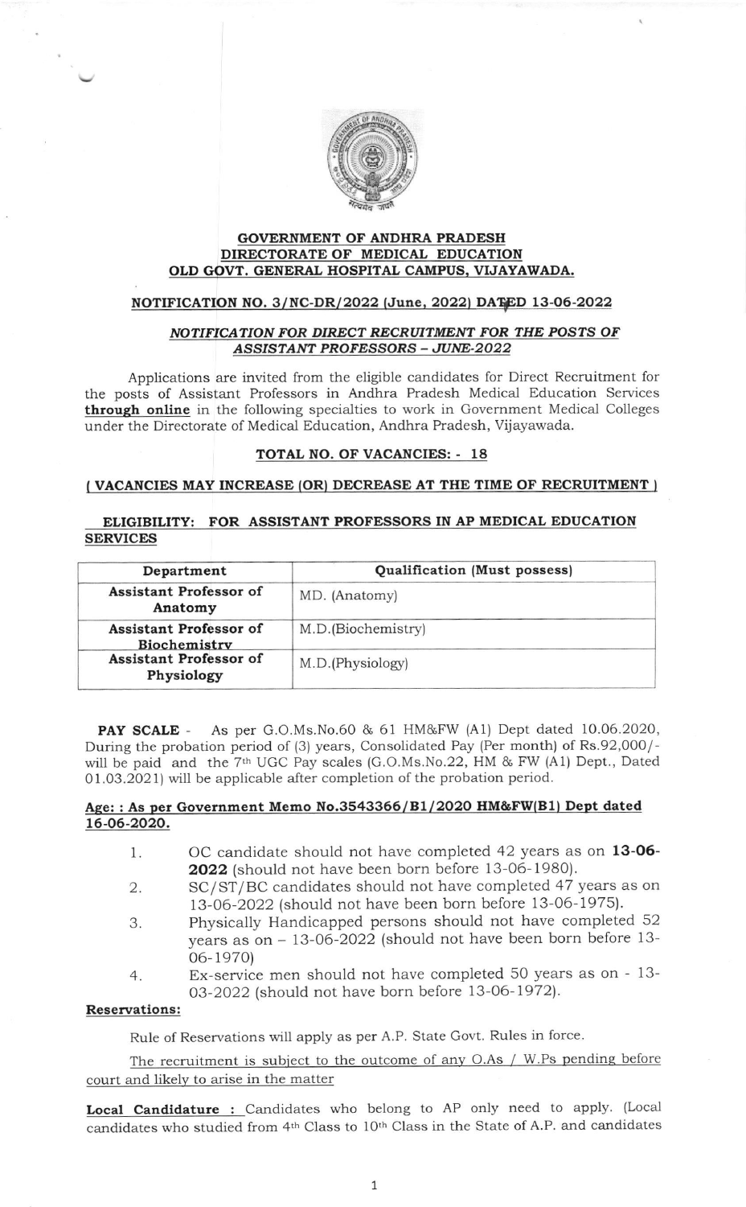# GOVERNMENT OF ANDHRA PRADESH
## DIRECTORATE OF MEDICAL EDUCATION
## OLD GOVT. GENERAL HOSPITAL CAMPUS, VIJAYAWADA.

**NOTIFICATION NO. 3/NC-DR/2022 (June, 2022) DATED 13-06-2022**

***NOTIFICATION FOR DIRECT RECRUITMENT FOR THE POSTS OF ASSISTANT PROFESSORS – JUNE-2022***

Applications are invited from the eligible candidates for Direct Recruitment for the posts of Assistant Professors in Andhra Pradesh Medical Education Services **through online** in the following specialties to work in Government Medical Colleges under the Directorate of Medical Education, Andhra Pradesh, Vijayawada.

**TOTAL NO. OF VACANCIES: - 18**

**( VACANCIES MAY INCREASE (OR) DECREASE AT THE TIME OF RECRUITMENT )**

**ELIGIBILITY: FOR ASSISTANT PROFESSORS IN AP MEDICAL EDUCATION SERVICES**

| Department | Qualification (Must possess) |
|---|---|
| **Assistant Professor of Anatomy** | MD. (Anatomy) |
| **Assistant Professor of Biochemistry** | M.D.(Biochemistry) |
| **Assistant Professor of Physiology** | M.D.(Physiology) |

**PAY SCALE** - As per G.O.Ms.No.60 & 61 HM&FW (A1) Dept dated 10.06.2020, During the probation period of (3) years, Consolidated Pay (Per month) of Rs.92,000/- will be paid and the 7th UGC Pay scales (G.O.Ms.No.22, HM & FW (A1) Dept., Dated 01.03.2021) will be applicable after completion of the probation period.

**Age: : As per Government Memo No.3543366/B1/2020 HM&FW(B1) Dept dated 16-06-2020.**

1. OC candidate should not have completed 42 years as on **13-06-2022** (should not have been born before 13-06-1980).
2. SC/ST/BC candidates should not have completed 47 years as on 13-06-2022 (should not have been born before 13-06-1975).
3. Physically Handicapped persons should not have completed 52 years as on – 13-06-2022 (should not have been born before 13-06-1970)
4. Ex-service men should not have completed 50 years as on - 13-03-2022 (should not have born before 13-06-1972).

**Reservations:**

Rule of Reservations will apply as per A.P. State Govt. Rules in force.

The recruitment is subject to the outcome of any O.As / W.Ps pending before court and likely to arise in the matter

**Local Candidature :** Candidates who belong to AP only need to apply. (Local candidates who studied from 4th Class to 10th Class in the State of A.P. and candidates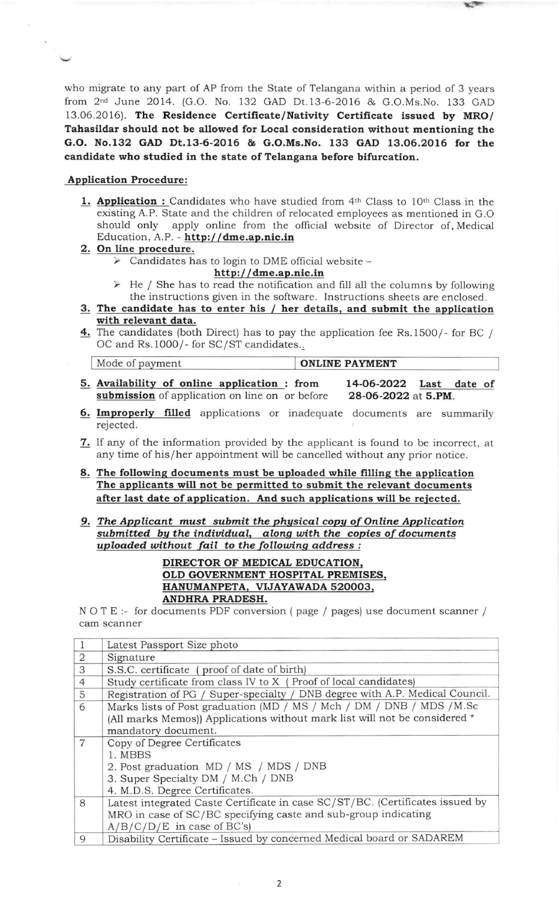who migrate to any part of AP from the State of Telangana within a period of 3 years from 2nd June 2014. (G.O. No. 132 GAD Dt.13-6-2016 & G.O.Ms.No. 133 GAD 13.06.2016). **The Residence Certificate/Nativity Certificate issued by MRO/ Tahasildar should not be allowed for Local consideration without mentioning the G.O. No.132 GAD Dt.13-6-2016 & G.O.Ms.No. 133 GAD 13.06.2016 for the candidate who studied in the state of Telangana before bifurcation.**

**Application Procedure:**

1. **Application :** Candidates who have studied from 4th Class to 10th Class in the existing A.P. State and the children of relocated employees as mentioned in G.O should only apply online from the official website of Director of, Medical Education, A.P. - **http://dme.ap.nic.in**
2. **On line procedure.**
   - Candidates has to login to DME official website – **http://dme.ap.nic.in**
   - He / She has to read the notification and fill all the columns by following the instructions given in the software. Instructions sheets are enclosed.
3. **The candidate has to enter his / her details, and submit the application with relevant data.**
4. The candidates (both Direct) has to pay the application fee Rs.1500/- for BC / OC and Rs.1000/- for SC/ST candidates.

| Mode of payment | **ONLINE PAYMENT** |
|---|---|

5. **Availability of online application :** from **14-06-2022** **Last date of submission** of application on line on or before **28-06-2022** at **5.PM.**
6. **Improperly filled** applications or inadequate documents are summarily rejected.
7. If any of the information provided by the applicant is found to be incorrect, at any time of his/her appointment will be cancelled without any prior notice.
8. **The following documents must be uploaded while filling the application The applicants will not be permitted to submit the relevant documents after last date of application. And such applications will be rejected.**
9. ***The Applicant must submit the physical copy of Online Application submitted by the individual, along with the copies of documents uploaded without fail to the following address :***

**DIRECTOR OF MEDICAL EDUCATION,**
**OLD GOVERNMENT HOSPITAL PREMISES,**
**HANUMANPETA, VIJAYAWADA 520003,**
**ANDHRA PRADESH.**

N O T E :- for documents PDF conversion ( page / pages) use document scanner / cam scanner

| | |
|---|---|
| 1 | Latest Passport Size photo |
| 2 | Signature |
| 3 | S.S.C. certificate ( proof of date of birth) |
| 4 | Study certificate from class IV to X ( Proof of local candidates) |
| 5 | Registration of PG / Super-specialty / DNB degree with A.P. Medical Council. |
| 6 | Marks lists of Post graduation (MD / MS / Mch / DM / DNB / MDS /M.Sc (All marks Memos)) Applications without mark list will not be considered * mandatory document. |
| 7 | Copy of Degree Certificates<br>1. MBBS<br>2. Post graduation MD / MS / MDS / DNB<br>3. Super Specialty DM / M.Ch / DNB<br>4. M.D.S. Degree Certificates. |
| 8 | Latest integrated Caste Certificate in case SC/ST/BC. (Certificates issued by MRO in case of SC/BC specifying caste and sub-group indicating A/B/C/D/E in case of BC's) |
| 9 | Disability Certificate – Issued by concerned Medical board or SADAREM |